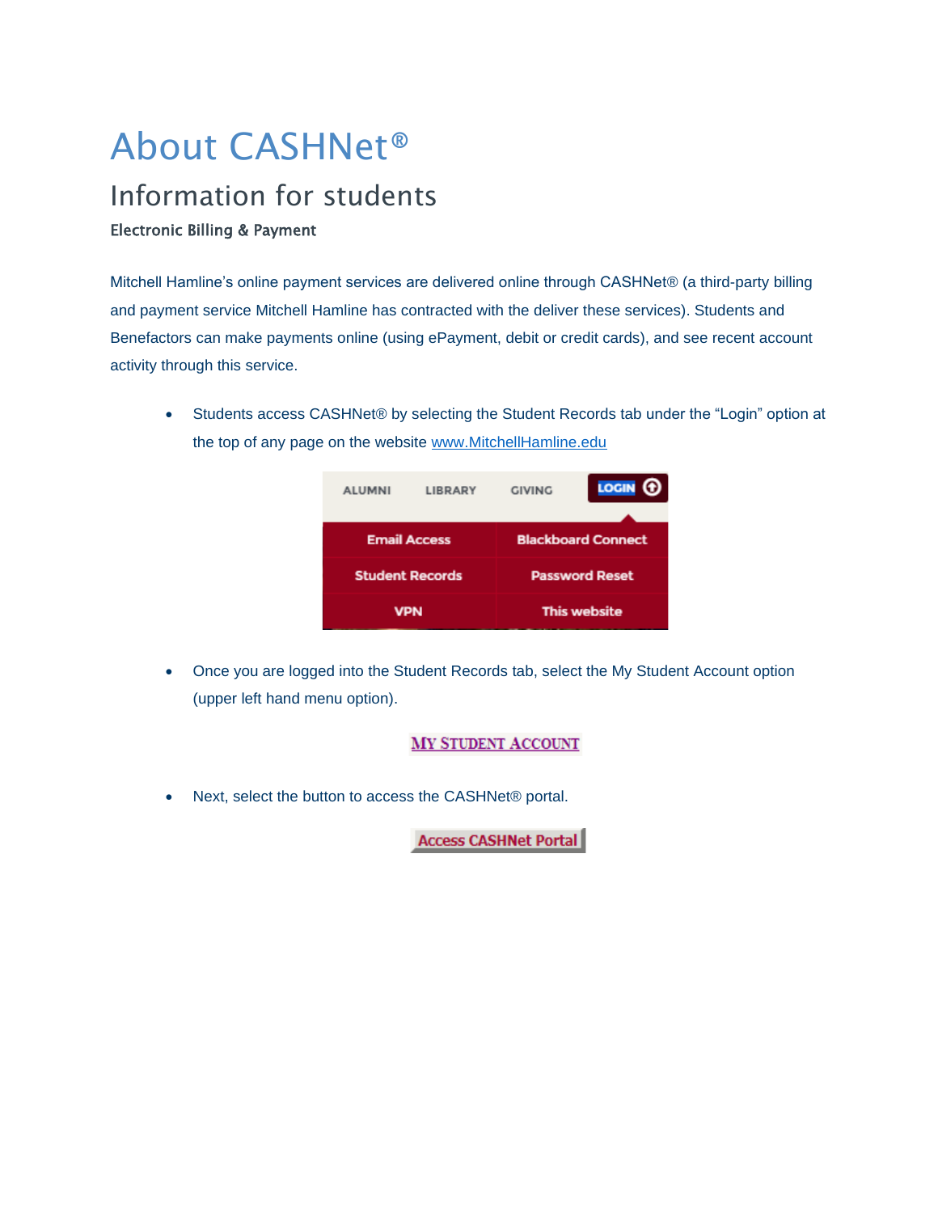# About CASHNet®

## Information for students

### Electronic Billing & Payment

Mitchell Hamline's online payment services are delivered online through CASHNet® (a third-party billing and payment service Mitchell Hamline has contracted with the deliver these services). Students and Benefactors can make payments online (using ePayment, debit or credit cards), and see recent account activity through this service.

- Students access CASHNet® by selecting the Student Records tab under the "Login" option at the top of any page on the website [www.MitchellHamline.edu](http://www.MitchellHamline.edu)

- Once you are logged into the Student Records tab, select the My Student Account option (upper left hand menu option).

- Next, select the button to access the CASHNet® portal.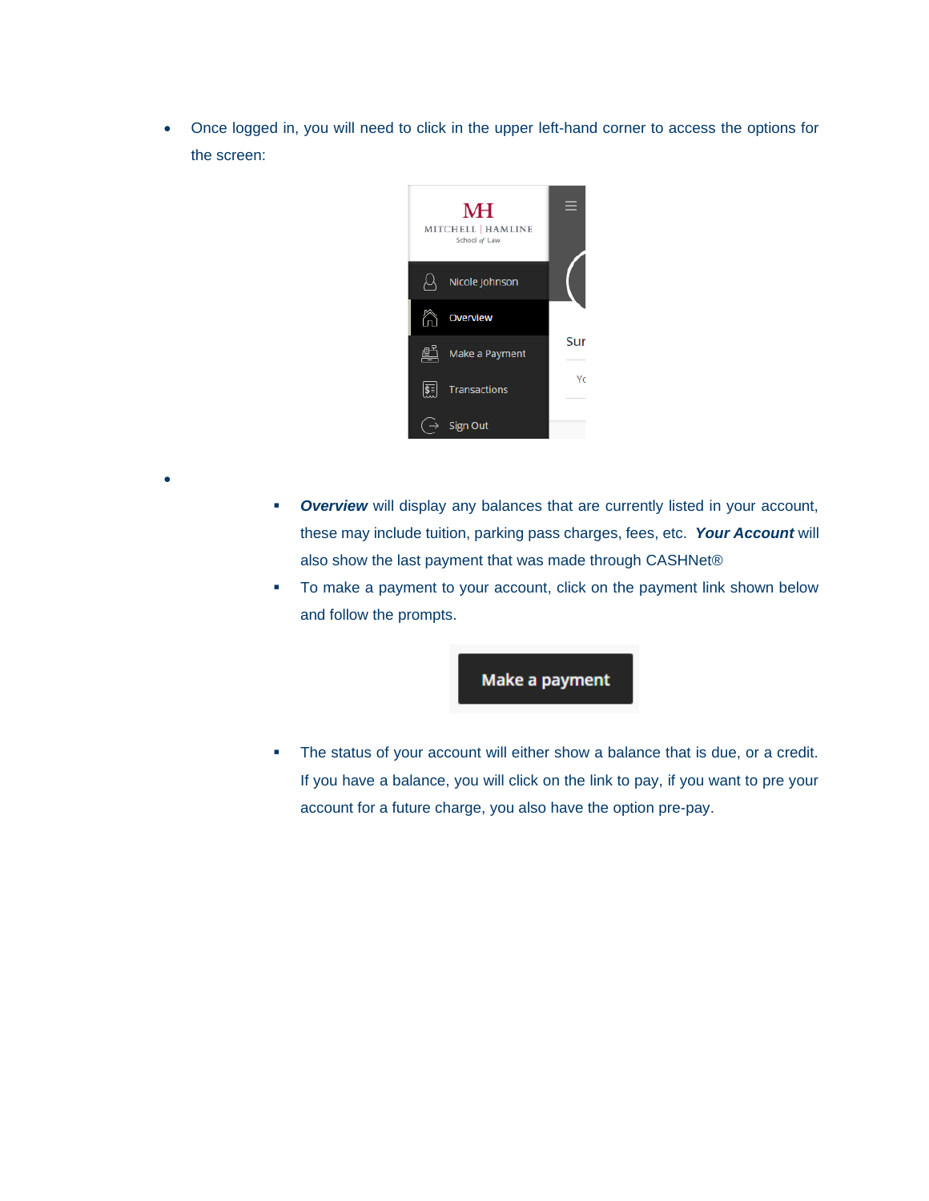- Once logged in, you will need to click in the upper left-hand corner to access the options for the screen:

- 
    - ***Overview*** will display any balances that are currently listed in your account, these may include tuition, parking pass charges, fees, etc. ***Your Account*** will also show the last payment that was made through CASHNet®
    - To make a payment to your account, click on the payment link shown below and follow the prompts.
    - The status of your account will either show a balance that is due, or a credit. If you have a balance, you will click on the link to pay, if you want to pre your account for a future charge, you also have the option pre-pay.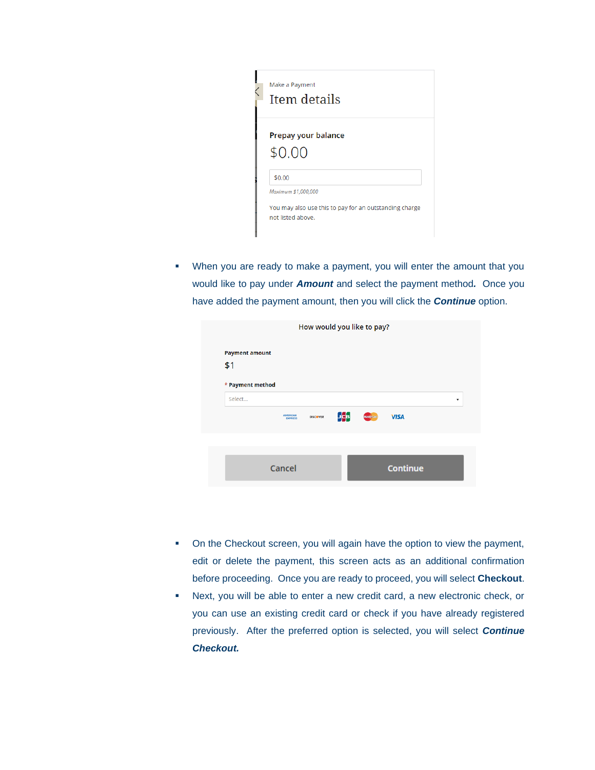Make a Payment

Item details

**Prepay your balance**

$0.00

$0.00

*Maximum $1,000,000*

You may also use this to pay for an outstanding charge not listed above.

- When you are ready to make a payment, you will enter the amount that you would like to pay under ***Amount*** and select the payment method***.*** Once you have added the payment amount, then you will click the ***Continue*** option.

How would you like to pay?

**Payment amount**

$1

\* **Payment method**

Select...

Cancel | Continue

- On the Checkout screen, you will again have the option to view the payment, edit or delete the payment, this screen acts as an additional confirmation before proceeding. Once you are ready to proceed, you will select **Checkout**.
- Next, you will be able to enter a new credit card, a new electronic check, or you can use an existing credit card or check if you have already registered previously. After the preferred option is selected, you will select ***Continue Checkout.***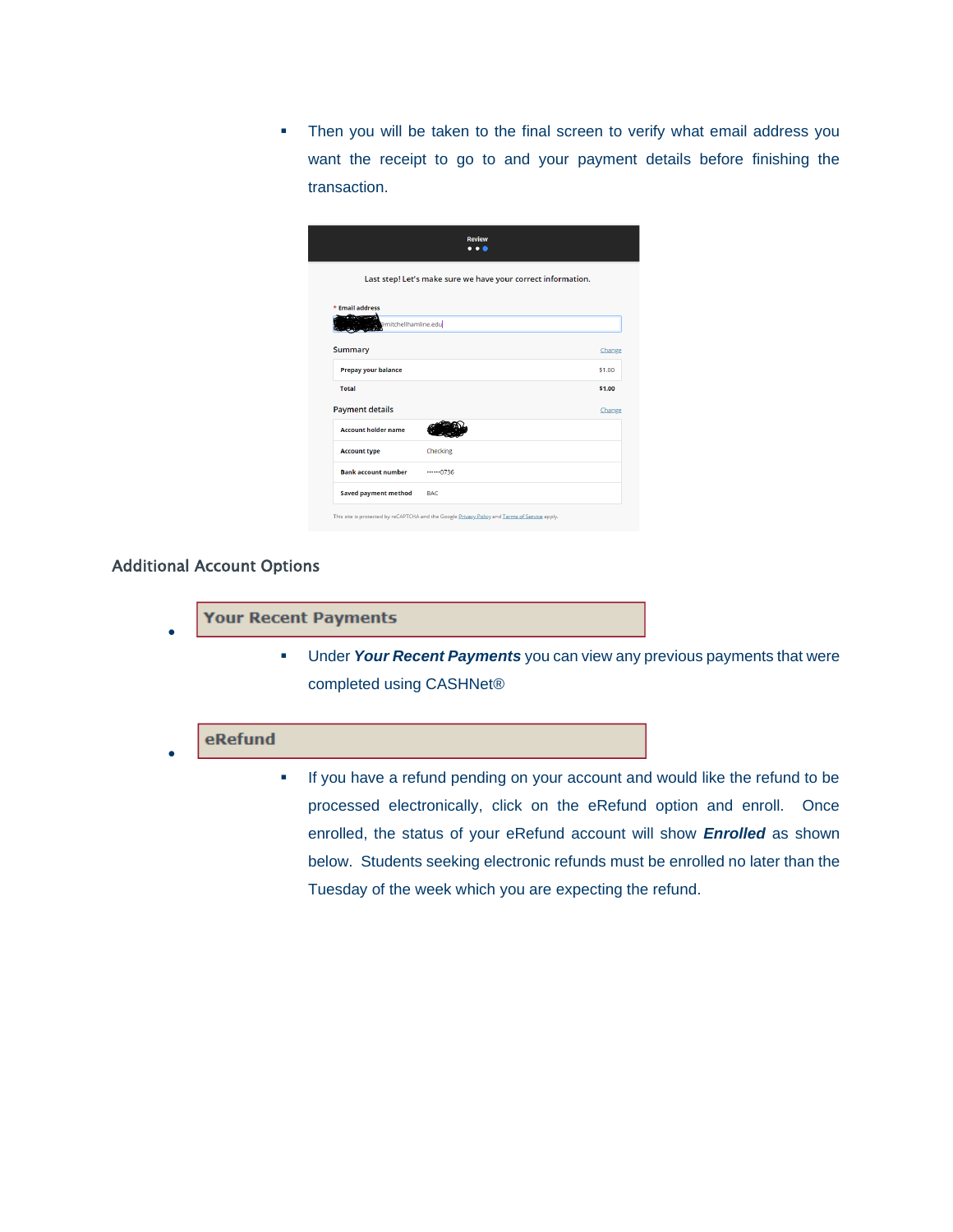- Then you will be taken to the final screen to verify what email address you want the receipt to go to and your payment details before finishing the transaction.

Review

Last step! Let's make sure we have your correct information.

\* Email address

@mitchellhamline.edu

Summary | Change

| | |
|---|---|
| Prepay your balance | $1.00 |
| Total | $1.00 |

Payment details | Change

| | |
|---|---|
| Account holder name | |
| Account type | Checking |
| Bank account number | ••••••0736 |
| Saved payment method | BAC |

This site is protected by reCAPTCHA and the Google Privacy Policy and Terms of Service apply.

## Additional Account Options

- **Your Recent Payments**
  - Under ***Your Recent Payments*** you can view any previous payments that were completed using CASHNet®

- **eRefund**
  - If you have a refund pending on your account and would like the refund to be processed electronically, click on the eRefund option and enroll. Once enrolled, the status of your eRefund account will show ***Enrolled*** as shown below. Students seeking electronic refunds must be enrolled no later than the Tuesday of the week which you are expecting the refund.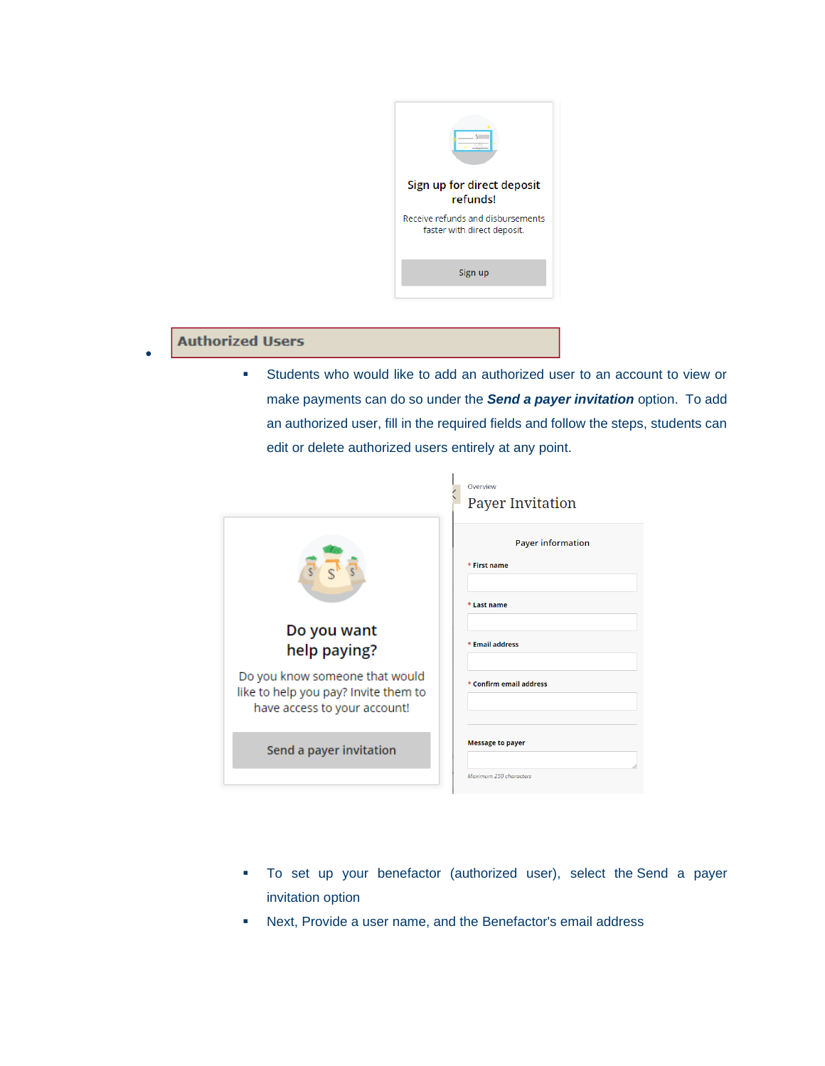Sign up for direct deposit refunds!

Receive refunds and disbursements faster with direct deposit.

Sign up

- **Authorized Users**
  - Students who would like to add an authorized user to an account to view or make payments can do so under the ***Send a payer invitation*** option. To add an authorized user, fill in the required fields and follow the steps, students can edit or delete authorized users entirely at any point.

Do you want help paying?

Do you know someone that would like to help you pay? Invite them to have access to your account!

Send a payer invitation

Overview

Payer Invitation

Payer information

* First name

* Last name

* Email address

* Confirm email address

Message to payer

Maximum 250 characters

  - To set up your benefactor (authorized user), select the Send a payer invitation option
  - Next, Provide a user name, and the Benefactor's email address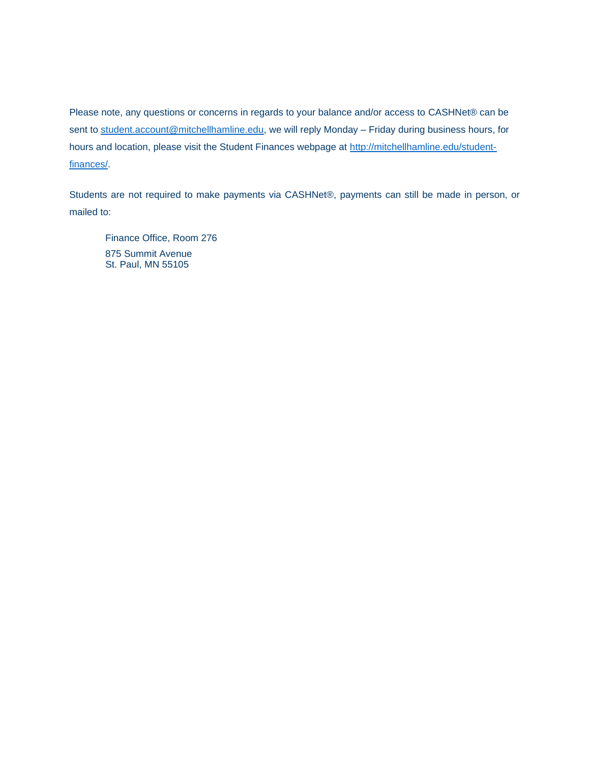Please note, any questions or concerns in regards to your balance and/or access to CASHNet® can be sent to [student.account@mitchellhamline.edu](mailto:student.account@mitchellhamline.edu), we will reply Monday – Friday during business hours, for hours and location, please visit the Student Finances webpage at [http://mitchellhamline.edu/student-finances/](http://mitchellhamline.edu/student-finances/).

Students are not required to make payments via CASHNet®, payments can still be made in person, or mailed to:

Finance Office, Room 276

875 Summit Avenue  
St. Paul, MN 55105